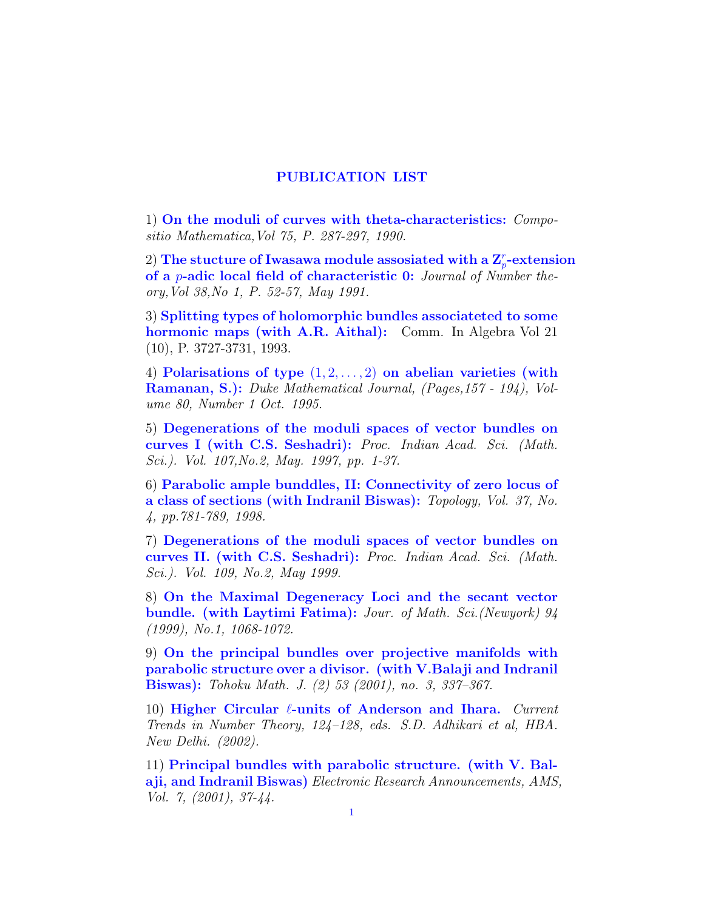# PUBLICATION LIST

1) **On the moduli of curves with theta-characteristics:** *Compositio Mathematica,Vol 75, P. 287-297, 1990.*

2) **The stucture of Iwasawa module assosiated with a $\mathbf{Z}_p^r$-extension of a $p$-adic local field of characteristic 0:** *Journal of Number theory,Vol 38,No 1, P. 52-57, May 1991.*

3) **Splitting types of holomorphic bundles associateted to some hormonic maps (with A.R. Aithal):** Comm. In Algebra Vol 21 (10), P. 3727-3731, 1993.

4) **Polarisations of type $(1, 2, \ldots, 2)$ on abelian varieties (with Ramanan, S.):** *Duke Mathematical Journal, (Pages,157 - 194), Volume 80, Number 1 Oct. 1995.*

5) **Degenerations of the moduli spaces of vector bundles on curves I (with C.S. Seshadri):** *Proc. Indian Acad. Sci. (Math. Sci.). Vol. 107,No.2, May. 1997, pp. 1-37.*

6) **Parabolic ample bunddles, II: Connectivity of zero locus of a class of sections (with Indranil Biswas):** *Topology, Vol. 37, No. 4, pp.781-789, 1998.*

7) **Degenerations of the moduli spaces of vector bundles on curves II. (with C.S. Seshadri):** *Proc. Indian Acad. Sci. (Math. Sci.). Vol. 109, No.2, May 1999.*

8) **On the Maximal Degeneracy Loci and the secant vector bundle. (with Laytimi Fatima):** *Jour. of Math. Sci.(Newyork) 94 (1999), No.1, 1068-1072.*

9) **On the principal bundles over projective manifolds with parabolic structure over a divisor. (with V.Balaji and Indranil Biswas):** *Tohoku Math. J. (2) 53 (2001), no. 3, 337–367.*

10) **Higher Circular $\ell$-units of Anderson and Ihara.** *Current Trends in Number Theory, 124–128, eds. S.D. Adhikari et al, HBA. New Delhi. (2002).*

11) **Principal bundles with parabolic structure. (with V. Balaji, and Indranil Biswas)** *Electronic Research Announcements, AMS, Vol. 7, (2001), 37-44.*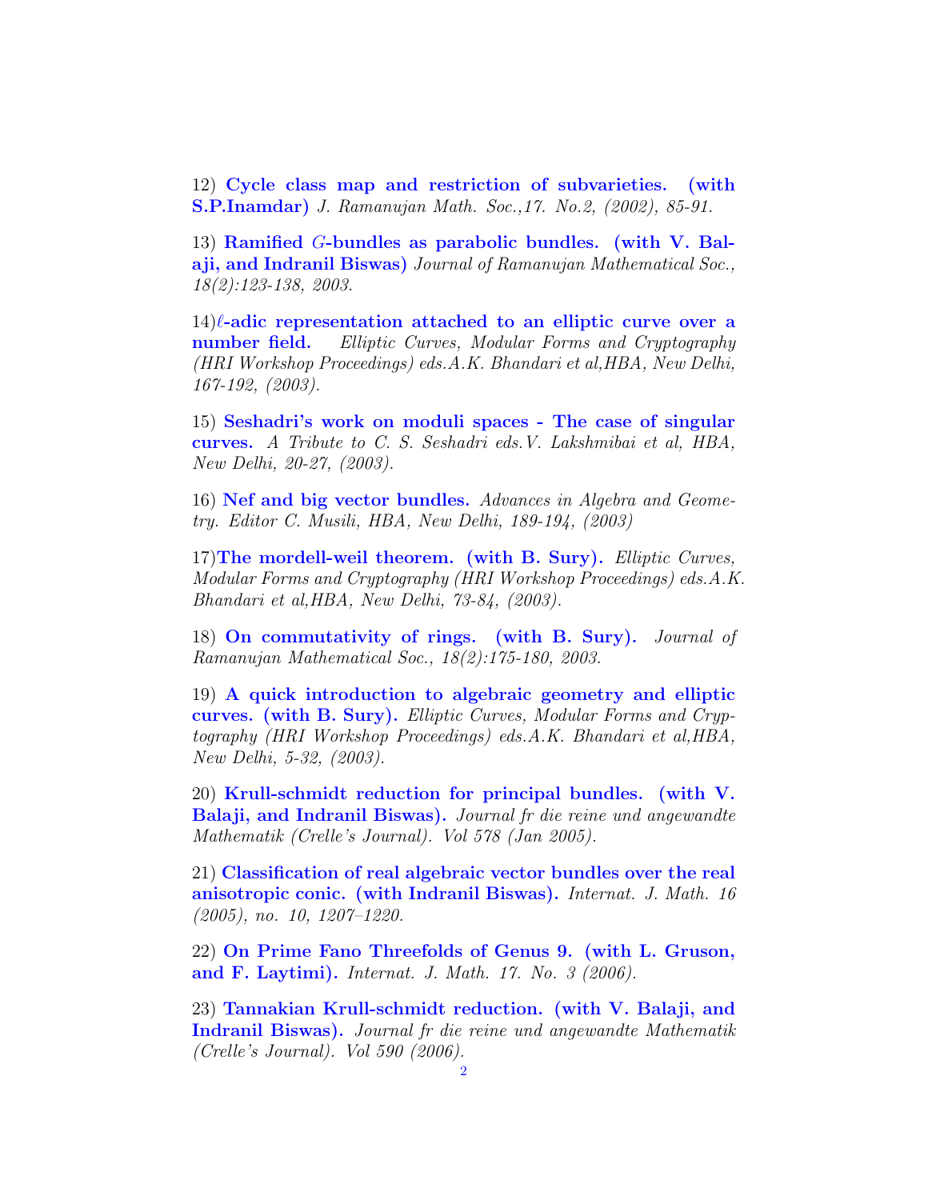12) **Cycle class map and restriction of subvarieties. (with S.P.Inamdar)** *J. Ramanujan Math. Soc.,17. No.2, (2002), 85-91.*

13) **Ramified $G$-bundles as parabolic bundles. (with V. Balaji, and Indranil Biswas)** *Journal of Ramanujan Mathematical Soc., 18(2):123-138, 2003.*

14)**$\ell$-adic representation attached to an elliptic curve over a number field.** *Elliptic Curves, Modular Forms and Cryptography (HRI Workshop Proceedings) eds.A.K. Bhandari et al,HBA, New Delhi, 167-192, (2003).*

15) **Seshadri's work on moduli spaces - The case of singular curves.** *A Tribute to C. S. Seshadri eds.V. Lakshmibai et al, HBA, New Delhi, 20-27, (2003).*

16) **Nef and big vector bundles.** *Advances in Algebra and Geometry. Editor C. Musili, HBA, New Delhi, 189-194, (2003)*

17)**The mordell-weil theorem. (with B. Sury).** *Elliptic Curves, Modular Forms and Cryptography (HRI Workshop Proceedings) eds.A.K. Bhandari et al,HBA, New Delhi, 73-84, (2003).*

18) **On commutativity of rings. (with B. Sury).** *Journal of Ramanujan Mathematical Soc., 18(2):175-180, 2003.*

19) **A quick introduction to algebraic geometry and elliptic curves. (with B. Sury).** *Elliptic Curves, Modular Forms and Cryptography (HRI Workshop Proceedings) eds.A.K. Bhandari et al,HBA, New Delhi, 5-32, (2003).*

20) **Krull-schmidt reduction for principal bundles. (with V. Balaji, and Indranil Biswas).** *Journal fr die reine und angewandte Mathematik (Crelle's Journal). Vol 578 (Jan 2005).*

21) **Classification of real algebraic vector bundles over the real anisotropic conic. (with Indranil Biswas).** *Internat. J. Math. 16 (2005), no. 10, 1207–1220.*

22) **On Prime Fano Threefolds of Genus 9. (with L. Gruson, and F. Laytimi).** *Internat. J. Math. 17. No. 3 (2006).*

23) **Tannakian Krull-schmidt reduction. (with V. Balaji, and Indranil Biswas).** *Journal fr die reine und angewandte Mathematik (Crelle's Journal). Vol 590 (2006).*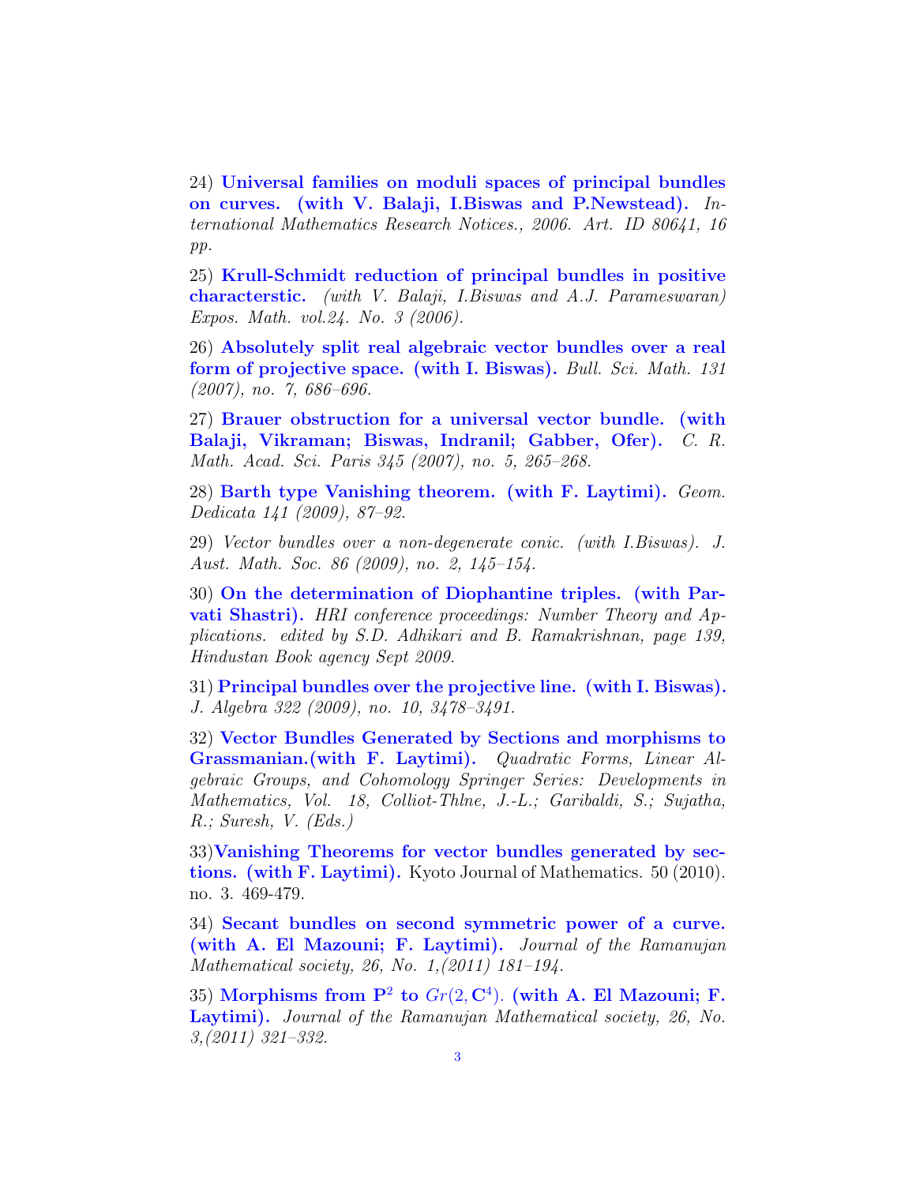24) **Universal families on moduli spaces of principal bundles on curves. (with V. Balaji, I.Biswas and P.Newstead).** *International Mathematics Research Notices., 2006. Art. ID 80641, 16 pp.*

25) **Krull-Schmidt reduction of principal bundles in positive characterstic.** *(with V. Balaji, I.Biswas and A.J. Parameswaran) Expos. Math. vol.24. No. 3 (2006).*

26) **Absolutely split real algebraic vector bundles over a real form of projective space. (with I. Biswas).** *Bull. Sci. Math. 131 (2007), no. 7, 686–696.*

27) **Brauer obstruction for a universal vector bundle. (with Balaji, Vikraman; Biswas, Indranil; Gabber, Ofer).** *C. R. Math. Acad. Sci. Paris 345 (2007), no. 5, 265–268.*

28) **Barth type Vanishing theorem. (with F. Laytimi).** *Geom. Dedicata 141 (2009), 87–92.*

29) *Vector bundles over a non-degenerate conic. (with I.Biswas). J. Aust. Math. Soc. 86 (2009), no. 2, 145–154.*

30) **On the determination of Diophantine triples. (with Parvati Shastri).** *HRI conference proceedings: Number Theory and Applications. edited by S.D. Adhikari and B. Ramakrishnan, page 139, Hindustan Book agency Sept 2009.*

31) **Principal bundles over the projective line. (with I. Biswas).** *J. Algebra 322 (2009), no. 10, 3478–3491.*

32) **Vector Bundles Generated by Sections and morphisms to Grassmanian.(with F. Laytimi).** *Quadratic Forms, Linear Algebraic Groups, and Cohomology Springer Series: Developments in Mathematics, Vol. 18, Colliot-Thlne, J.-L.; Garibaldi, S.; Sujatha, R.; Suresh, V. (Eds.)*

33)**Vanishing Theorems for vector bundles generated by sections. (with F. Laytimi).** Kyoto Journal of Mathematics. 50 (2010). no. 3. 469-479.

34) **Secant bundles on second symmetric power of a curve. (with A. El Mazouni; F. Laytimi).** *Journal of the Ramanujan Mathematical society, 26, No. 1,(2011) 181–194.*

35) **Morphisms from $\mathbf{P}^2$ to $Gr(2, \mathbf{C}^4)$. (with A. El Mazouni; F. Laytimi).** *Journal of the Ramanujan Mathematical society, 26, No. 3,(2011) 321–332.*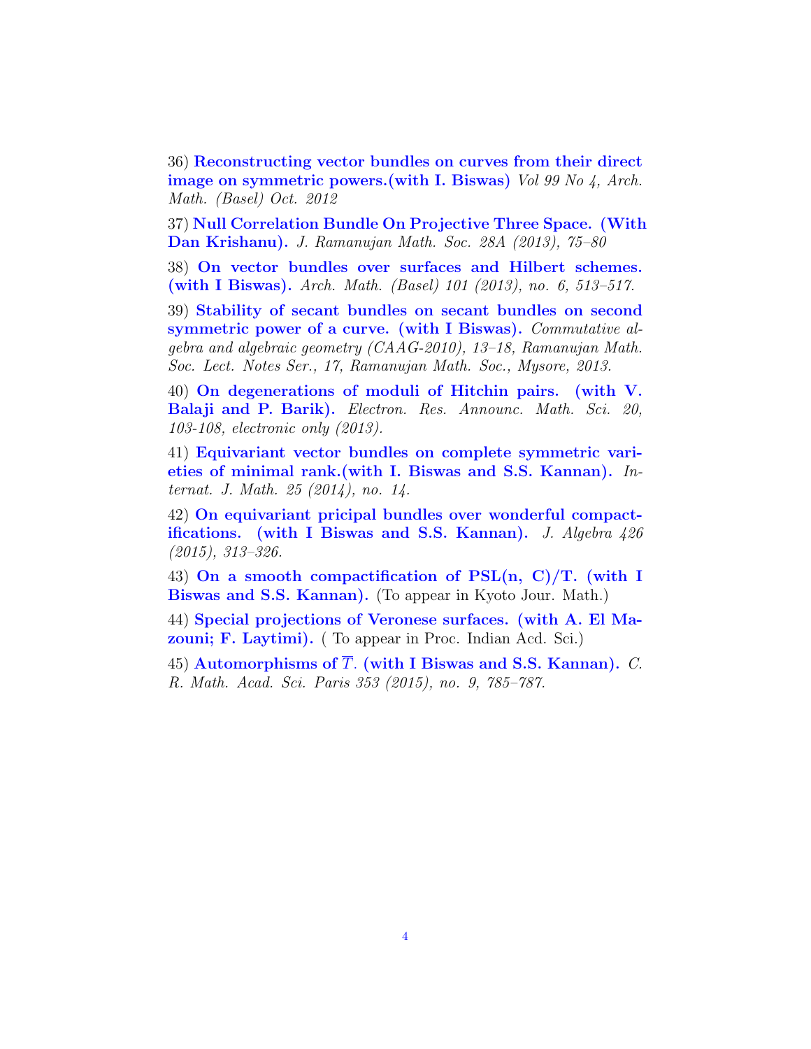36) **Reconstructing vector bundles on curves from their direct image on symmetric powers.(with I. Biswas)** *Vol 99 No 4, Arch. Math. (Basel) Oct. 2012*

37) **Null Correlation Bundle On Projective Three Space. (With Dan Krishanu).** *J. Ramanujan Math. Soc. 28A (2013), 75–80*

38) **On vector bundles over surfaces and Hilbert schemes. (with I Biswas).** *Arch. Math. (Basel) 101 (2013), no. 6, 513–517.*

39) **Stability of secant bundles on secant bundles on second symmetric power of a curve. (with I Biswas).** *Commutative algebra and algebraic geometry (CAAG-2010), 13–18, Ramanujan Math. Soc. Lect. Notes Ser., 17, Ramanujan Math. Soc., Mysore, 2013.*

40) **On degenerations of moduli of Hitchin pairs. (with V. Balaji and P. Barik).** *Electron. Res. Announc. Math. Sci. 20, 103-108, electronic only (2013).*

41) **Equivariant vector bundles on complete symmetric varieties of minimal rank.(with I. Biswas and S.S. Kannan).** *Internat. J. Math. 25 (2014), no. 14.*

42) **On equivariant pricipal bundles over wonderful compactifications. (with I Biswas and S.S. Kannan).** *J. Algebra 426 (2015), 313–326.*

43) **On a smooth compactification of PSL(n, C)/T. (with I Biswas and S.S. Kannan).** (To appear in Kyoto Jour. Math.)

44) **Special projections of Veronese surfaces. (with A. El Mazouni; F. Laytimi).** ( To appear in Proc. Indian Acd. Sci.)

45) **Automorphisms of $\overline{T}$. (with I Biswas and S.S. Kannan).** *C. R. Math. Acad. Sci. Paris 353 (2015), no. 9, 785–787.*